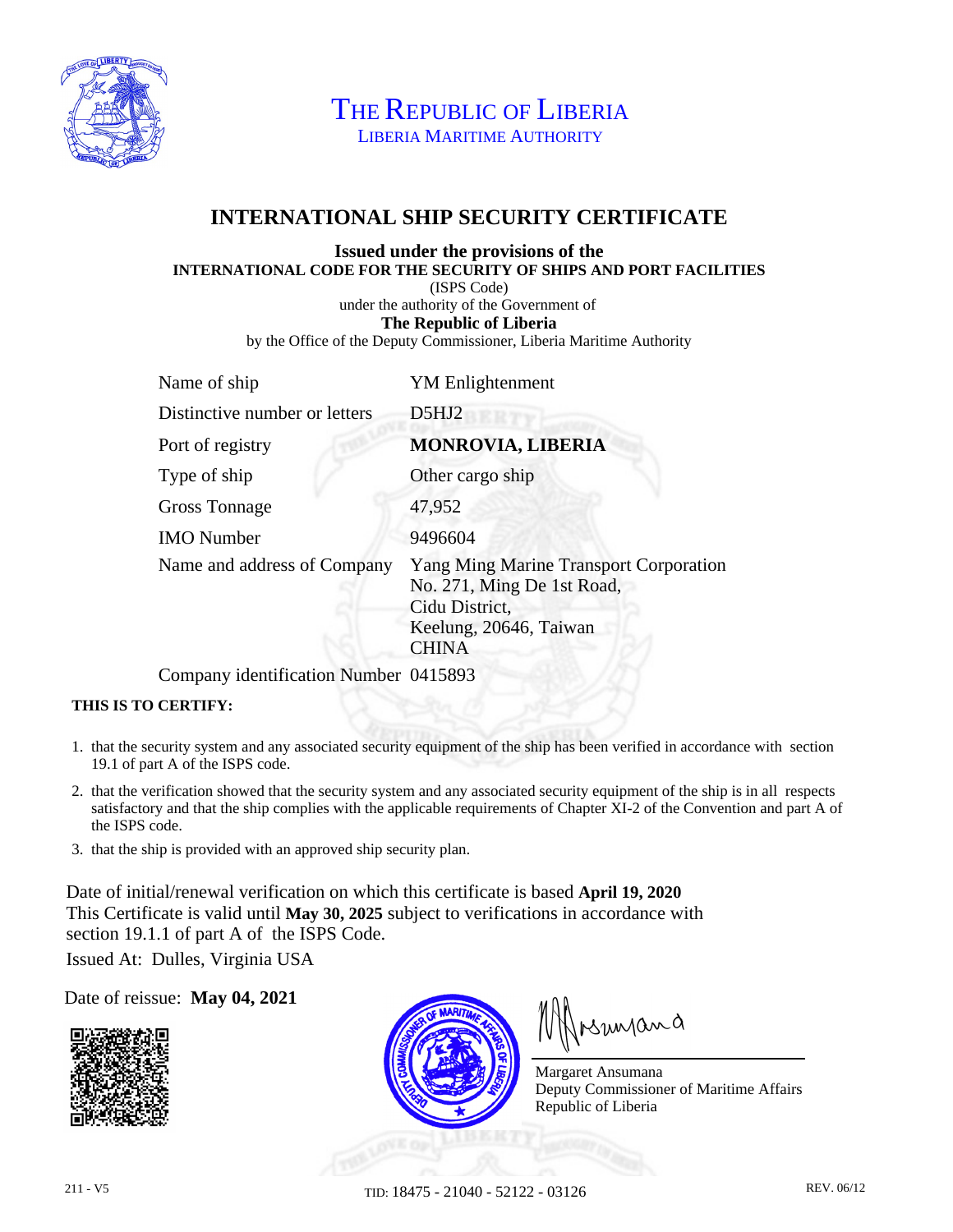# THE REPUBLIC OF LIBERIA

LIBERIA MARITIME AUTHORITY

## INTERNATIONAL SHIP SECURITY CERTIFICATE

**Issued under the provisions of the**
**INTERNATIONAL CODE FOR THE SECURITY OF SHIPS AND PORT FACILITIES**
(ISPS Code)
under the authority of the Government of
**The Republic of Liberia**
by the Office of the Deputy Commissioner, Liberia Maritime Authority

| | |
|---|---|
| Name of ship | YM Enlightenment |
| Distinctive number or letters | D5HJ2 |
| Port of registry | **MONROVIA, LIBERIA** |
| Type of ship | Other cargo ship |
| Gross Tonnage | 47,952 |
| IMO Number | 9496604 |
| Name and address of Company | Yang Ming Marine Transport Corporation<br>No. 271, Ming De 1st Road,<br>Cidu District,<br>Keelung, 20646, Taiwan<br>CHINA |
| Company identification Number | 0415893 |

**THIS IS TO CERTIFY:**

1. that the security system and any associated security equipment of the ship has been verified in accordance with section 19.1 of part A of the ISPS code.
2. that the verification showed that the security system and any associated security equipment of the ship is in all respects satisfactory and that the ship complies with the applicable requirements of Chapter XI-2 of the Convention and part A of the ISPS code.
3. that the ship is provided with an approved ship security plan.

Date of initial/renewal verification on which this certificate is based **April 19, 2020**
This Certificate is valid until **May 30, 2025** subject to verifications in accordance with section 19.1.1 of part A of the ISPS Code.

Issued At: Dulles, Virginia USA

Date of reissue: **May 04, 2021**

Margaret Ansumana
Deputy Commissioner of Maritime Affairs
Republic of Liberia

211 - V5 TID: 18475 - 21040 - 52122 - 03126 REV. 06/12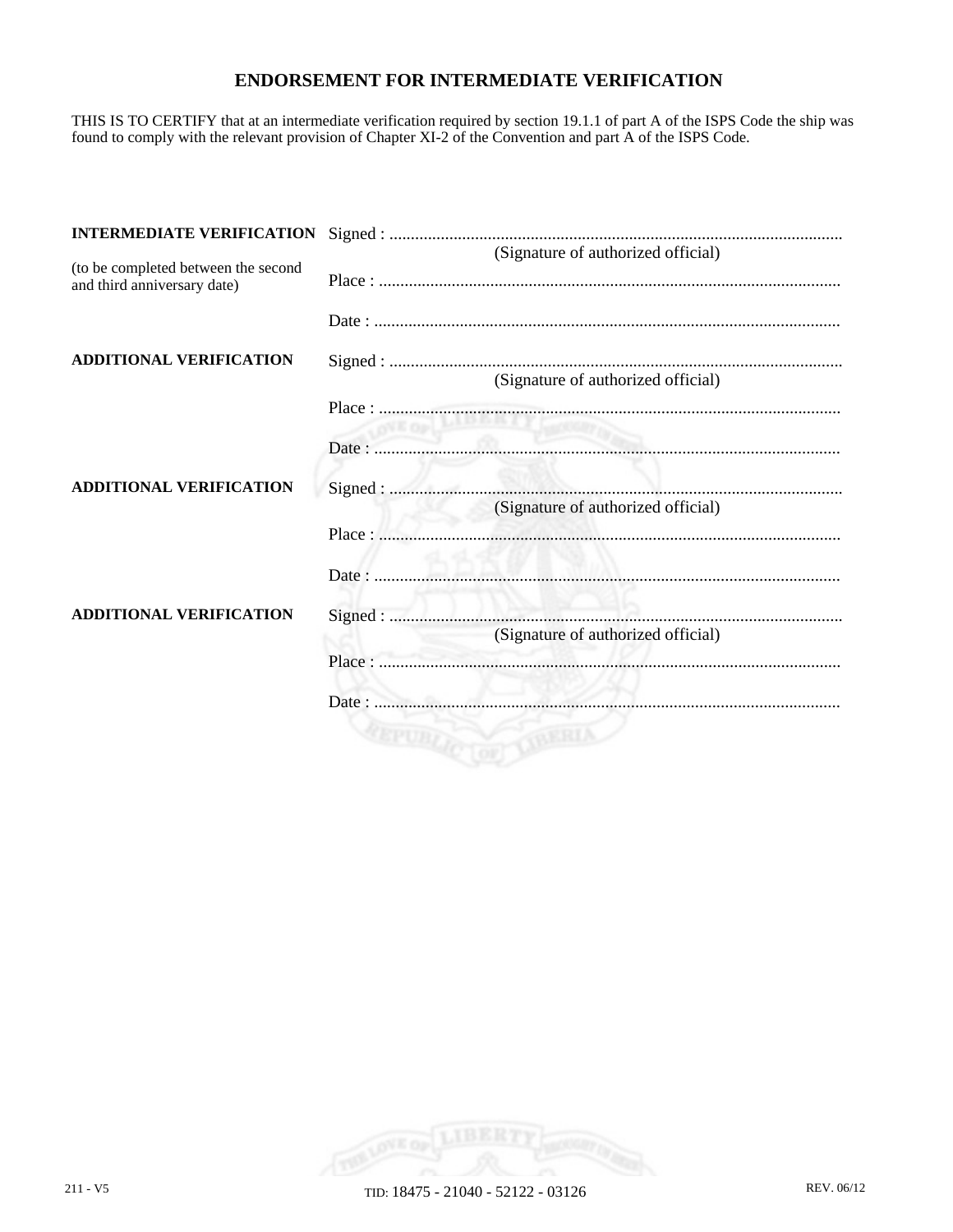## ENDORSEMENT FOR INTERMEDIATE VERIFICATION

THIS IS TO CERTIFY that at an intermediate verification required by section 19.1.1 of part A of the ISPS Code the ship was found to comply with the relevant provision of Chapter XI-2 of the Convention and part A of the ISPS Code.

| | |
|---|---|
| **INTERMEDIATE VERIFICATION**<br>(to be completed between the second and third anniversary date) | Signed : ..........................................................................................<br>(Signature of authorized official)<br>Place : ..........................................................................................<br>Date : .......................................................................................... |
| **ADDITIONAL VERIFICATION** | Signed : ..........................................................................................<br>(Signature of authorized official)<br>Place : ..........................................................................................<br>Date : .......................................................................................... |
| **ADDITIONAL VERIFICATION** | Signed : ..........................................................................................<br>(Signature of authorized official)<br>Place : ..........................................................................................<br>Date : .......................................................................................... |
| **ADDITIONAL VERIFICATION** | Signed : ..........................................................................................<br>(Signature of authorized official)<br>Place : ..........................................................................................<br>Date : .......................................................................................... |

211 - V5 TID: 18475 - 21040 - 52122 - 03126 REV. 06/12